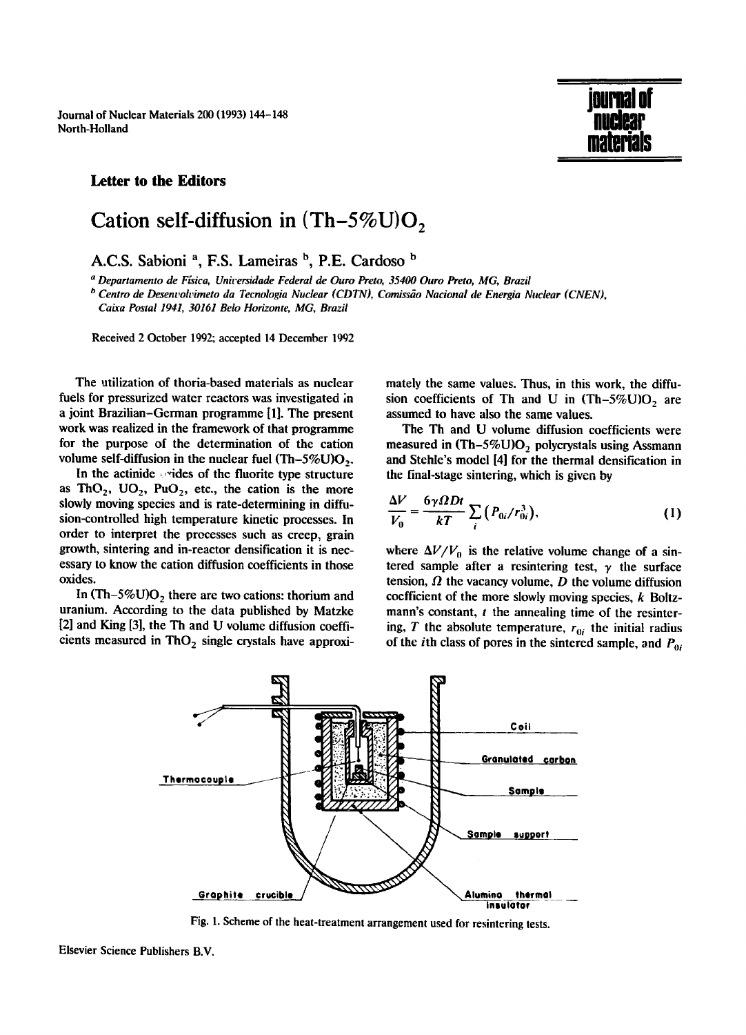**Letter to the Editors**

# Cation self-diffusion in $(Th\text{-}5\%U)O_2$

A.C.S. Sabioni [a], F.S. Lameiras [b], P.E. Cardoso [b]

[a] Departamento de Física, Universidade Federal de Ouro Preto, 35400 Ouro Preto, MG, Brazil

[b] Centro de Desenvolvimeto da Tecnologia Nuclear (CDTN), Comissão Nacional de Energia Nuclear (CNEN), Caixa Postal 1941, 30161 Belo Horizonte, MG, Brazil

Received 2 October 1992; accepted 14 December 1992

The utilization of thoria-based materials as nuclear fuels for pressurized water reactors was investigated in a joint Brazilian–German programme [1]. The present work was realized in the framework of that programme for the purpose of the determination of the cation volume self-diffusion in the nuclear fuel $(Th\text{-}5\%U)O_2$.

In the actinide oxides of the fluorite type structure as $ThO_2$, $UO_2$, $PuO_2$, etc., the cation is the more slowly moving species and is rate-determining in diffusion-controlled high temperature kinetic processes. In order to interpret the processes such as creep, grain growth, sintering and in-reactor densification it is necessary to know the cation diffusion coefficients in those oxides.

In $(Th\text{-}5\%U)O_2$ there are two cations: thorium and uranium. According to the data published by Matzke [2] and King [3], the Th and U volume diffusion coefficients measured in $ThO_2$ single crystals have approximately the same values. Thus, in this work, the diffusion coefficients of Th and U in $(Th\text{-}5\%U)O_2$ are assumed to have also the same values.

The Th and U volume diffusion coefficients were measured in $(Th\text{-}5\%U)O_2$ polycrystals using Assmann and Stehle's model [4] for the thermal densification in the final-stage sintering, which is given by

$$\frac{\Delta V}{V_0} = \frac{6\gamma\Omega Dt}{kT}\sum_i (P_{0i}/r_{0i}^3), \tag{1}$$

where $\Delta V/V_0$ is the relative volume change of a sintered sample after a resintering test, $\gamma$ the surface tension, $\Omega$ the vacancy volume, $D$ the volume diffusion coefficient of the more slowly moving species, $k$ Boltzmann's constant, $t$ the annealing time of the resintering, $T$ the absolute temperature, $r_{0i}$ the initial radius of the $i$th class of pores in the sintered sample, and $P_{0i}$

Fig. 1. Scheme of the heat-treatment arrangement used for resintering tests.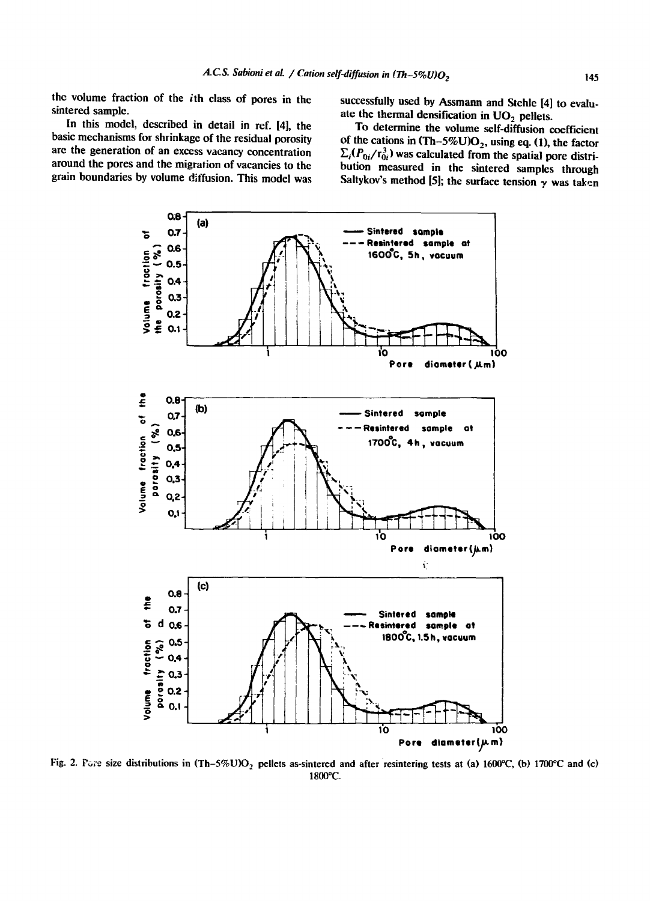the volume fraction of the $i$th class of pores in the sintered sample.

In this model, described in detail in ref. [4], the basic mechanisms for shrinkage of the residual porosity are the generation of an excess vacancy concentration around the pores and the migration of vacancies to the grain boundaries by volume diffusion. This model was successfully used by Assmann and Stehle [4] to evaluate the thermal densification in $UO_2$ pellets.

To determine the volume self-diffusion coefficient of the cations in (Th–5%U)$O_2$, using eq. (1), the factor $\Sigma_i(P_{0i}/r_{0i}^3)$ was calculated from the spatial pore distribution measured in the sintered samples through Saltykov's method [5]; the surface tension $\gamma$ was taken

Fig. 2. Pore size distributions in (Th–5%U)$O_2$ pellets as-sintered and after resintering tests at (a) 1600°C, (b) 1700°C and (c) 1800°C.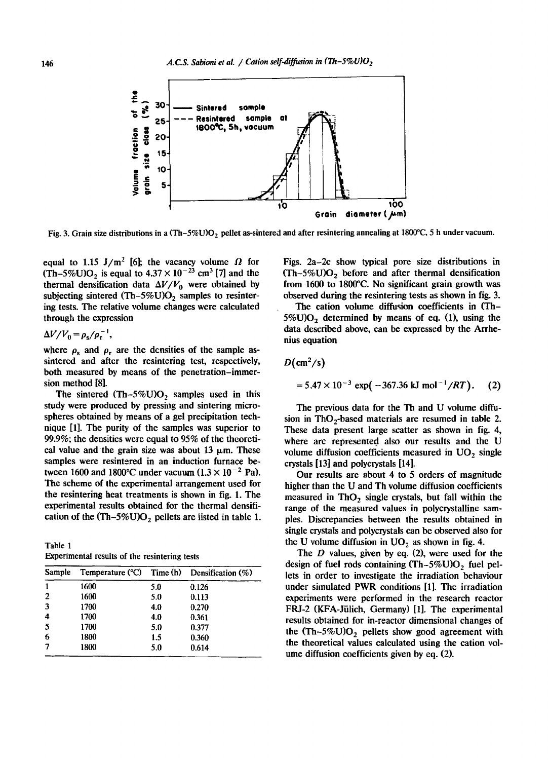Fig. 3. Grain size distributions in a $(Th–5\%U)O_2$ pellet as-sintered and after resintering annealing at 1800°C, 5 h under vacuum.

equal to 1.15 $J/m^2$ [6]; the vacancy volume $\Omega$ for $(Th–5\%U)O_2$ is equal to $4.37 \times 10^{-23}$ $cm^3$ [7] and the thermal densification data $\Delta V/V_0$ were obtained by subjecting sintered $(Th–5\%U)O_2$ samples to resintering tests. The relative volume changes were calculated through the expression

$$\Delta V/V_0 = \rho_s/\rho_r^{-1},$$

where $\rho_s$ and $\rho_r$ are the densities of the sample as-sintered and after the resintering test, respectively, both measured by means of the penetration–immersion method [8].

The sintered $(Th–5\%U)O_2$ samples used in this study were produced by pressing and sintering microspheres obtained by means of a gel precipitation technique [1]. The purity of the samples was superior to 99.9%; the densities were equal to 95% of the theoretical value and the grain size was about 13 μm. These samples were resintered in an induction furnace between 1600 and 1800°C under vacuum ($1.3 \times 10^{-2}$ Pa). The scheme of the experimental arrangement used for the resintering heat treatments is shown in fig. 1. The experimental results obtained for the thermal densification of the $(Th–5\%U)O_2$ pellets are listed in table 1.

Table 1
Experimental results of the resintering tests

| Sample | Temperature (°C) | Time (h) | Densification (%) |
|---|---|---|---|
| 1 | 1600 | 5.0 | 0.126 |
| 2 | 1600 | 5.0 | 0.113 |
| 3 | 1700 | 4.0 | 0.270 |
| 4 | 1700 | 4.0 | 0.361 |
| 5 | 1700 | 5.0 | 0.377 |
| 6 | 1800 | 1.5 | 0.360 |
| 7 | 1800 | 5.0 | 0.614 |

Figs. 2a–2c show typical pore size distributions in $(Th–5\%U)O_2$ before and after thermal densification from 1600 to 1800°C. No significant grain growth was observed during the resintering tests as shown in fig. 3.

The cation volume diffusion coefficients in $(Th–5\%U)O_2$ determined by means of eq. (1), using the data described above, can be expressed by the Arrhenius equation

$$D(cm^2/s) = 5.47 \times 10^{-3} \exp(-367.36 \text{ kJ mol}^{-1}/RT). \quad (2)$$

The previous data for the Th and U volume diffusion in $ThO_2$-based materials are resumed in table 2. These data present large scatter as shown in fig. 4, where are represented also our results and the U volume diffusion coefficients measured in $UO_2$ single crystals [13] and polycrystals [14].

Our results are about 4 to 5 orders of magnitude higher than the U and Th volume diffusion coefficients measured in $ThO_2$ single crystals, but fall within the range of the measured values in polycrystalline samples. Discrepancies between the results obtained in single crystals and polycrystals can be observed also for the U volume diffusion in $UO_2$ as shown in fig. 4.

The $D$ values, given by eq. (2), were used for the design of fuel rods containing $(Th–5\%U)O_2$ fuel pellets in order to investigate the irradiation behaviour under simulated PWR conditions [1]. The irradiation experiments were performed in the research reactor FRJ-2 (KFA-Jülich, Germany) [1]. The experimental results obtained for in-reactor dimensional changes of the $(Th–5\%U)O_2$ pellets show good agreement with the theoretical values calculated using the cation volume diffusion coefficients given by eq. (2).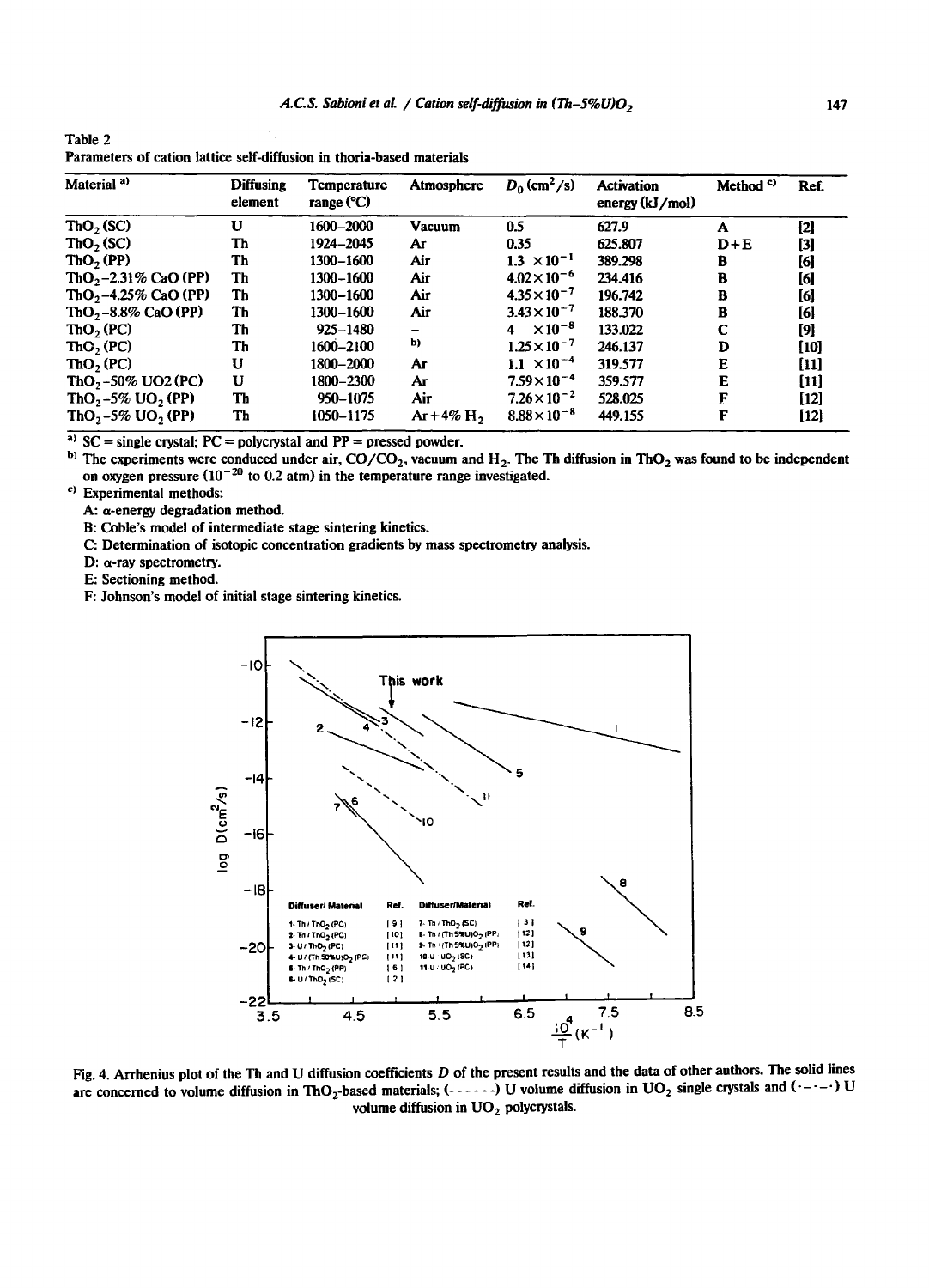Table 2
Parameters of cation lattice self-diffusion in thoria-based materials

| Material [a] | Diffusing element | Temperature range (°C) | Atmosphere | $D_0$ (cm$^2$/s) | Activation energy (kJ/mol) | Method [c] | Ref. |
|---|---|---|---|---|---|---|---|
| $ThO_2$ (SC) | U | 1600–2000 | Vacuum | 0.5 | 627.9 | A | [2] |
| $ThO_2$ (SC) | Th | 1924–2045 | Ar | 0.35 | 625.807 | D+E | [3] |
| $ThO_2$ (PP) | Th | 1300–1600 | Air | $1.3 \times 10^{-1}$ | 389.298 | B | [6] |
| $ThO_2$–2.31% CaO (PP) | Th | 1300–1600 | Air | $4.02 \times 10^{-6}$ | 234.416 | B | [6] |
| $ThO_2$–4.25% CaO (PP) | Th | 1300–1600 | Air | $4.35 \times 10^{-7}$ | 196.742 | B | [6] |
| $ThO_2$–8.8% CaO (PP) | Th | 1300–1600 | Air | $3.43 \times 10^{-7}$ | 188.370 | B | [6] |
| $ThO_2$ (PC) | Th | 925–1480 | – | $4 \times 10^{-8}$ | 133.022 | C | [9] |
| $ThO_2$ (PC) | Th | 1600–2100 | [b] | $1.25 \times 10^{-7}$ | 246.137 | D | [10] |
| $ThO_2$ (PC) | U | 1800–2000 | Ar | $1.1 \times 10^{-4}$ | 319.577 | E | [11] |
| $ThO_2$–50% UO2 (PC) | U | 1800–2300 | Ar | $7.59 \times 10^{-4}$ | 359.577 | E | [11] |
| $ThO_2$–5% $UO_2$ (PP) | Th | 950–1075 | Air | $7.26 \times 10^{-2}$ | 528.025 | F | [12] |
| $ThO_2$–5% $UO_2$ (PP) | Th | 1050–1175 | Ar + 4% $H_2$ | $8.88 \times 10^{-8}$ | 449.155 | F | [12] |

[a] SC = single crystal; PC = polycrystal and PP = pressed powder.

[b] The experiments were conduced under air, $CO/CO_2$, vacuum and $H_2$. The Th diffusion in $ThO_2$ was found to be independent on oxygen pressure ($10^{-20}$ to 0.2 atm) in the temperature range investigated.

[c] Experimental methods:
A: α-energy degradation method.
B: Coble's model of intermediate stage sintering kinetics.
C: Determination of isotopic concentration gradients by mass spectrometry analysis.
D: α-ray spectrometry.
E: Sectioning method.
F: Johnson's model of initial stage sintering kinetics.

Fig. 4. Arrhenius plot of the Th and U diffusion coefficients $D$ of the present results and the data of other authors. The solid lines are concerned to volume diffusion in $ThO_2$-based materials; (- - - - - -) U volume diffusion in $UO_2$ single crystals and (·–·–·) U volume diffusion in $UO_2$ polycrystals.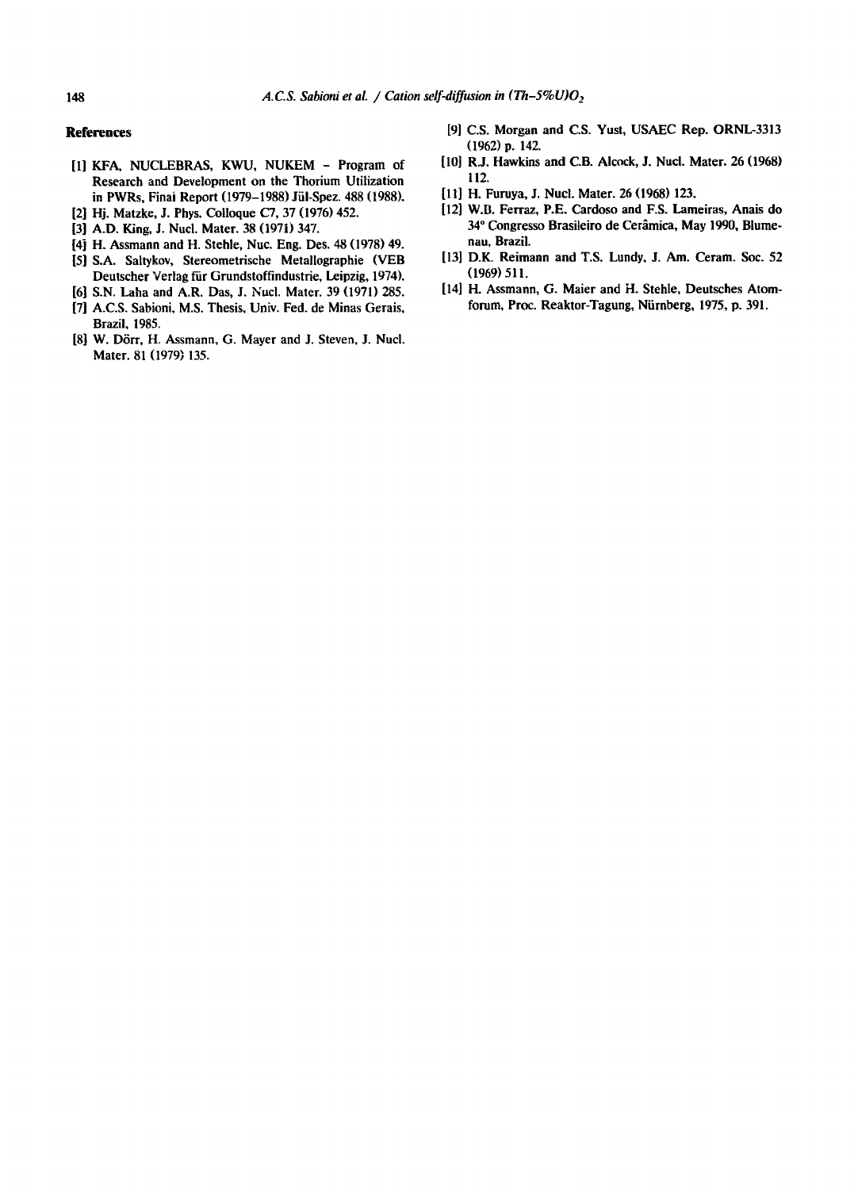## References

[1] KFA, NUCLEBRAS, KWU, NUKEM - Program of Research and Development on the Thorium Utilization in PWRs, Final Report (1979–1988) Jül-Spez. 488 (1988).

[2] Hj. Matzke, J. Phys. Colloque C7, 37 (1976) 452.

[3] A.D. King, J. Nucl. Mater. 38 (1971) 347.

[4] H. Assmann and H. Stehle, Nuc. Eng. Des. 48 (1978) 49.

[5] S.A. Saltykov, Stereometrische Metallographie (VEB Deutscher Verlag für Grundstoffindustrie, Leipzig, 1974).

[6] S.N. Laha and A.R. Das, J. Nucl. Mater. 39 (1971) 285.

[7] A.C.S. Sabioni, M.S. Thesis, Univ. Fed. de Minas Gerais, Brazil, 1985.

[8] W. Dörr, H. Assmann, G. Mayer and J. Steven, J. Nucl. Mater. 81 (1979) 135.

[9] C.S. Morgan and C.S. Yust, USAEC Rep. ORNL-3313 (1962) p. 142.

[10] R.J. Hawkins and C.B. Alcock, J. Nucl. Mater. 26 (1968) 112.

[11] H. Furuya, J. Nucl. Mater. 26 (1968) 123.

[12] W.B. Ferraz, P.E. Cardoso and F.S. Lameiras, Anais do 34° Congresso Brasileiro de Cerâmica, May 1990, Blumenau, Brazil.

[13] D.K. Reimann and T.S. Lundy, J. Am. Ceram. Soc. 52 (1969) 511.

[14] H. Assmann, G. Maier and H. Stehle, Deutsches Atomforum, Proc. Reaktor-Tagung, Nürnberg, 1975, p. 391.